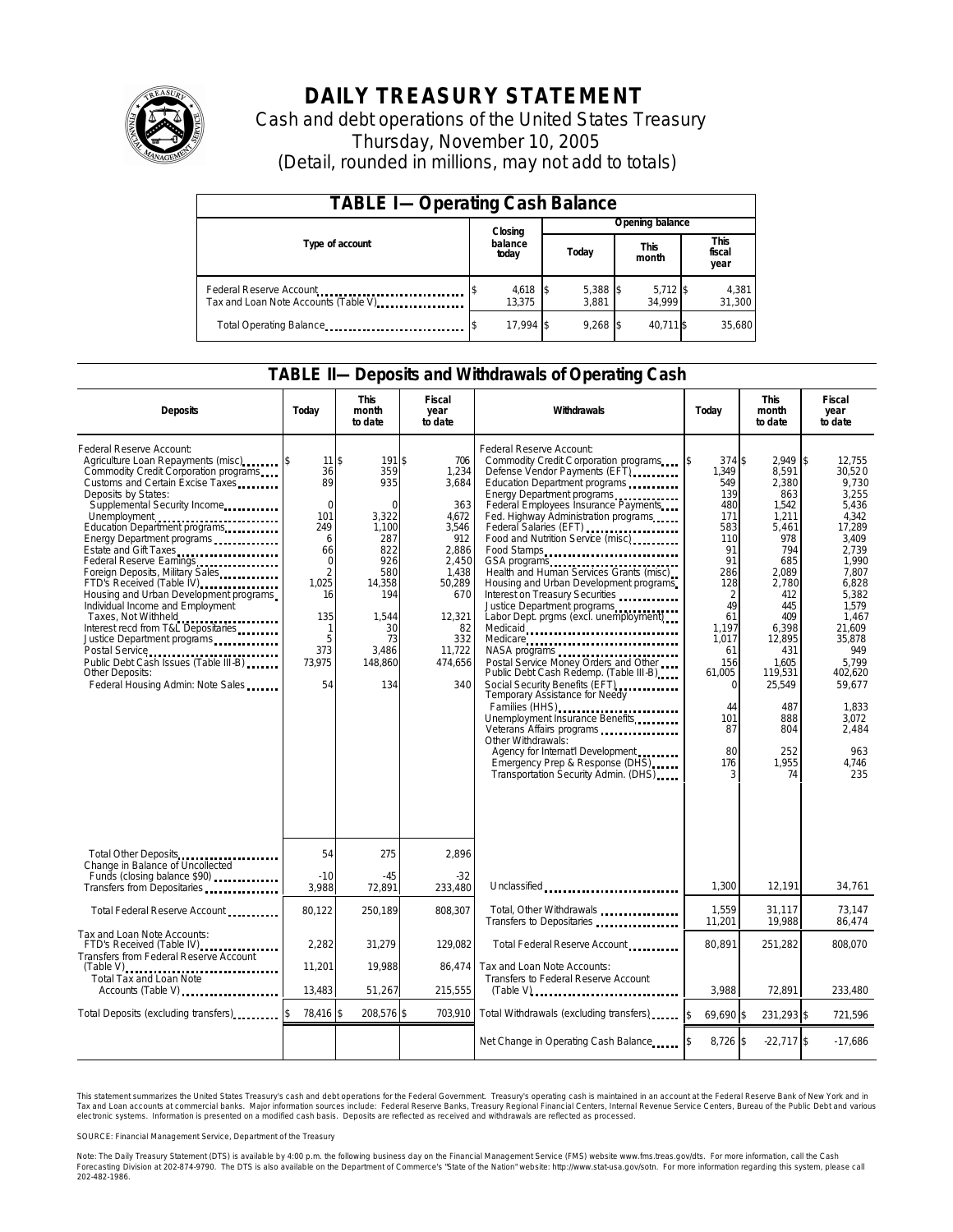# DAILY TREASURY STATEMENT

Cash and debt operations of the United States Treasury

Thursday, November 10, 2005

(Detail, rounded in millions, may not add to totals)

## TABLE I—Operating Cash Balance

| Type of account | Closing balance today | Opening balance Today | Opening balance This month | Opening balance This fiscal year |
|---|---|---|---|---|
| Federal Reserve Account | $ 4,618 | $ 5,388 | $ 5,712 | $ 4,381 |
| Tax and Loan Note Accounts (Table V) | 13,375 | 3,881 | 34,999 | 31,300 |
| Total Operating Balance | $ 17,994 | $ 9,268 | $ 40,711 | $ 35,680 |

## TABLE II—Deposits and Withdrawals of Operating Cash

| Deposits | Today | This month to date | Fiscal year to date | Withdrawals | Today | This month to date | Fiscal year to date |
|---|---|---|---|---|---|---|---|
| Federal Reserve Account: | | | | Federal Reserve Account: | | | |
| Agriculture Loan Repayments (misc) | $ 11 | $ 191 | $ 706 | Commodity Credit Corporation programs | $ 374 | $ 2,949 | $ 12,755 |
| Commodity Credit Corporation programs | 36 | 359 | 1,234 | Defense Vendor Payments (EFT) | 1,349 | 8,591 | 30,520 |
| Customs and Certain Excise Taxes | 89 | 935 | 3,684 | Education Department programs | 549 | 2,380 | 9,730 |
| Deposits by States: | | | | Energy Department programs | 139 | 863 | 3,255 |
| Supplemental Security Income | 0 | 0 | 363 | Federal Employees Insurance Payments | 480 | 1,542 | 5,436 |
| Unemployment | 101 | 3,322 | 4,672 | Fed. Highway Administration programs | 171 | 1,211 | 4,342 |
| Education Department programs | 249 | 1,100 | 3,546 | Federal Salaries (EFT) | 583 | 5,461 | 17,289 |
| Energy Department programs | 6 | 287 | 912 | Food and Nutrition Service (misc) | 110 | 978 | 3,409 |
| Estate and Gift Taxes | 66 | 822 | 2,886 | Food Stamps | 91 | 794 | 2,739 |
| Federal Reserve Earnings | 0 | 926 | 2,450 | GSA programs | 91 | 685 | 1,990 |
| Foreign Deposits, Military Sales | 2 | 580 | 1,438 | Health and Human Services Grants (misc) | 286 | 2,089 | 7,807 |
| FTD's Received (Table IV) | 1,025 | 14,358 | 50,289 | Housing and Urban Development programs | 128 | 2,780 | 6,828 |
| Housing and Urban Development programs | 16 | 194 | 670 | Interest on Treasury Securities | 2 | 412 | 5,382 |
| Individual Income and Employment Taxes, Not Withheld | 135 | 1,544 | 12,321 | Justice Department programs | 49 | 445 | 1,579 |
| Interest recd from T&L Depositaries | 1 | 30 | 82 | Labor Dept. prgms (excl. unemployment) | 61 | 409 | 1,467 |
| Justice Department programs | 5 | 73 | 332 | Medicaid | 1,197 | 6,398 | 21,609 |
| Postal Service | 373 | 3,486 | 11,722 | Medicare | 1,017 | 12,895 | 35,878 |
| Public Debt Cash Issues (Table III-B) | 73,975 | 148,860 | 474,656 | NASA programs | 61 | 431 | 949 |
| Other Deposits: | | | | Postal Service Money Orders and Other | 156 | 1,605 | 5,799 |
| Federal Housing Admin: Note Sales | 54 | 134 | 340 | Public Debt Cash Redemp. (Table III-B) | 61,005 | 119,531 | 402,620 |
| | | | | Social Security Benefits (EFT) | 0 | 25,549 | 59,677 |
| | | | | Temporary Assistance for Needy Families (HHS) | 44 | 487 | 1,833 |
| | | | | Unemployment Insurance Benefits | 101 | 888 | 3,072 |
| | | | | Veterans Affairs programs | 87 | 804 | 2,484 |
| | | | | Other Withdrawals: | | | |
| | | | | Agency for Internat'l Development | 80 | 252 | 963 |
| | | | | Emergency Prep & Response (DHS) | 176 | 1,955 | 4,746 |
| | | | | Transportation Security Admin. (DHS) | 3 | 74 | 235 |
| Total Other Deposits | 54 | 275 | 2,896 | | | | |
| Change in Balance of Uncollected Funds (closing balance $90) | -10 | -45 | -32 | | | | |
| Transfers from Depositaries | 3,988 | 72,891 | 233,480 | Unclassified | 1,300 | 12,191 | 34,761 |
| Total Federal Reserve Account | 80,122 | 250,189 | 808,307 | Total, Other Withdrawals | 1,559 | 31,117 | 73,147 |
| | | | | Transfers to Depositaries | 11,201 | 19,988 | 86,474 |
| Tax and Loan Note Accounts: | | | | | | | |
| FTD's Received (Table IV) | 2,282 | 31,279 | 129,082 | Total Federal Reserve Account | 80,891 | 251,282 | 808,070 |
| Transfers from Federal Reserve Account (Table V) | 11,201 | 19,988 | 86,474 | Tax and Loan Note Accounts: | | | |
| Total Tax and Loan Note Accounts (Table V) | 13,483 | 51,267 | 215,555 | Transfers to Federal Reserve Account (Table V) | 3,988 | 72,891 | 233,480 |
| Total Deposits (excluding transfers) | $ 78,416 | $ 208,576 | $ 703,910 | Total Withdrawals (excluding transfers) | $ 69,690 | $ 231,293 | $ 721,596 |
| | | | | Net Change in Operating Cash Balance | $ 8,726 | $ -22,717 | $ -17,686 |

This statement summarizes the United States Treasury's cash and debt operations for the Federal Government. Treasury's operating cash is maintained in an account at the Federal Reserve Bank of New York and in Tax and Loan accounts at commercial banks. Major information sources include: Federal Reserve Banks, Treasury Regional Financial Centers, Internal Revenue Service Centers, Bureau of the Public Debt and various electronic systems. Information is presented on a modified cash basis. Deposits are reflected as received and withdrawals are reflected as processed.

SOURCE: Financial Management Service, Department of the Treasury

Note: The Daily Treasury Statement (DTS) is available by 4:00 p.m. the following business day on the Financial Management Service (FMS) website www.fms.treas.gov/dts. For more information, call the Cash Forecasting Division at 202-874-9790. The DTS is also available on the Department of Commerce's "State of the Nation" website: http://www.stat-usa.gov/sotn. For more information regarding this system, please call 202-482-1986.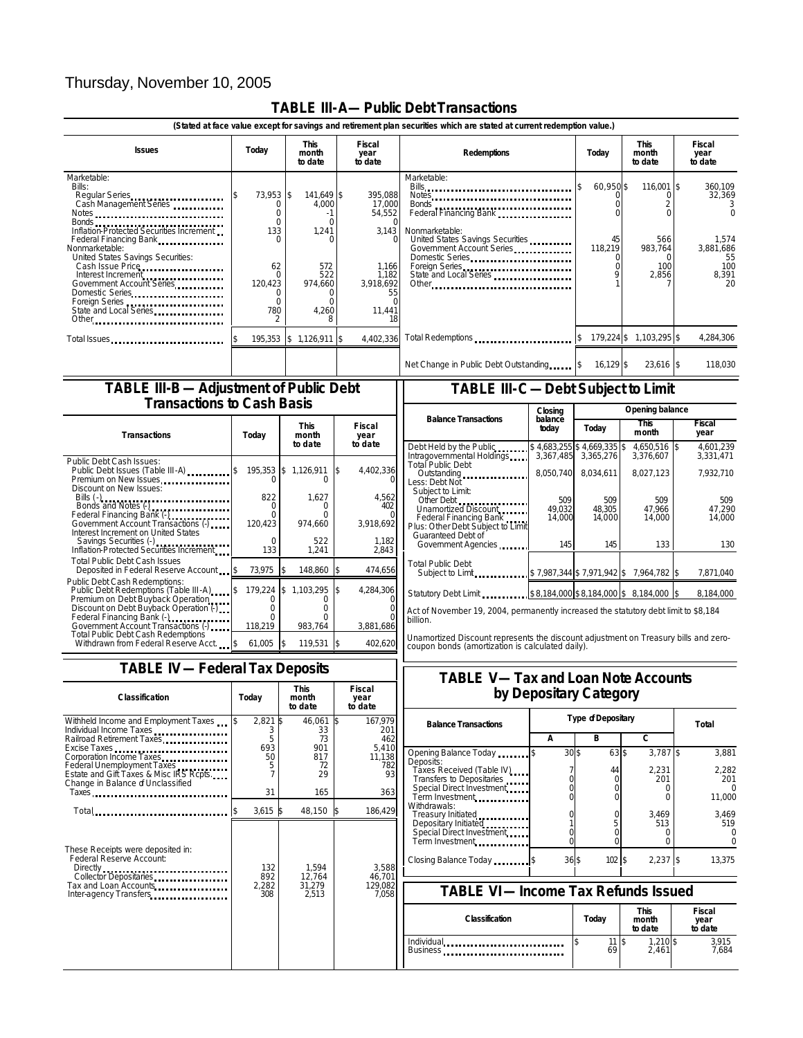Thursday, November 10, 2005

## TABLE III-A — Public Debt Transactions

(Stated at face value except for savings and retirement plan securities which are stated at current redemption value.)

| Issues | Today | This month to date | Fiscal year to date |
|---|---|---|---|
| Marketable: | | | |
| Bills: | | | |
| Regular Series | $ 73,953 | $ 141,649 | $ 395,088 |
| Cash Management Series | 0 | 4,000 | 17,000 |
| Notes | 0 | -1 | 54,552 |
| Bonds | 0 | 0 | 0 |
| Inflation-Protected Securities Increment | 133 | 1,241 | 3,143 |
| Federal Financing Bank | 0 | 0 | 0 |
| Nonmarketable: | | | |
| United States Savings Securities: | | | |
| Cash Issue Price | 62 | 572 | 1,166 |
| Interest Increment | 0 | 522 | 1,182 |
| Government Account Series | 120,423 | 974,660 | 3,918,692 |
| Domestic Series | 0 | 0 | 55 |
| Foreign Series | 0 | 0 | 0 |
| State and Local Series | 780 | 4,260 | 11,441 |
| Other | 2 | 8 | 18 |
| Total Issues | $ 195,353 | $ 1,126,911 | $ 4,402,336 |

| Redemptions | Today | This month to date | Fiscal year to date |
|---|---|---|---|
| Marketable: | | | |
| Bills | $ 60,950 | $ 116,001 | $ 360,109 |
| Notes | 0 | 0 | 32,369 |
| Bonds | 0 | 2 | 3 |
| Federal Financing Bank | 0 | 0 | 0 |
| Nonmarketable: | | | |
| United States Savings Securities | 45 | 566 | 1,574 |
| Government Account Series | 118,219 | 983,764 | 3,881,686 |
| Domestic Series | 0 | 0 | 55 |
| Foreign Series | 0 | 100 | 100 |
| State and Local Series | 9 | 2,856 | 8,391 |
| Other | 1 | 7 | 20 |
| Total Redemptions | $ 179,224 | $ 1,103,295 | $ 4,284,306 |
| Net Change in Public Debt Outstanding | $ 16,129 | $ 23,616 | $ 118,030 |

## TABLE III-B — Adjustment of Public Debt Transactions to Cash Basis

| Transactions | Today | This month to date | Fiscal year to date |
|---|---|---|---|
| Public Debt Cash Issues: | | | |
| Public Debt Issues (Table III-A) | $ 195,353 | $ 1,126,911 | $ 4,402,336 |
| Premium on New Issues | 0 | 0 | 0 |
| Discount on New Issues: | | | |
| Bills (-) | 822 | 1,627 | 4,562 |
| Bonds and Notes (-) | 0 | 0 | 402 |
| Federal Financing Bank (-) | 0 | 0 | 0 |
| Government Account Transactions (-) | 120,423 | 974,660 | 3,918,692 |
| Interest Increment on United States Savings Securities (-) | 0 | 522 | 1,182 |
| Inflation-Protected Securities Increment | 133 | 1,241 | 2,843 |
| Total Public Debt Cash Issues Deposited in Federal Reserve Account | $ 73,975 | $ 148,860 | $ 474,656 |
| Public Debt Cash Redemptions: | | | |
| Public Debt Redemptions (Table III-A) | $ 179,224 | $ 1,103,295 | $ 4,284,306 |
| Premium on Debt Buyback Operation | 0 | 0 | 0 |
| Discount on Debt Buyback Operation (-) | 0 | 0 | 0 |
| Federal Financing Bank (-) | 0 | 0 | 0 |
| Government Account Transactions (-) | 118,219 | 983,764 | 3,881,686 |
| Total Public Debt Cash Redemptions Withdrawn from Federal Reserve Acct. | $ 61,005 | $ 119,531 | $ 402,620 |

## TABLE III-C — Debt Subject to Limit

| Balance Transactions | Closing balance today | Opening balance Today | Opening balance This month | Opening balance Fiscal year |
|---|---|---|---|---|
| Debt Held by the Public | $ 4,683,255 | $ 4,669,335 | $ 4,650,516 | $ 4,601,239 |
| Intragovernmental Holdings | 3,367,485 | 3,365,276 | 3,376,607 | 3,331,471 |
| Total Public Debt Outstanding | 8,050,740 | 8,034,611 | 8,027,123 | 7,932,710 |
| Less: Debt Not Subject to Limit: | | | | |
| Other Debt | 509 | 509 | 509 | 509 |
| Unamortized Discount | 49,032 | 48,305 | 47,966 | 47,290 |
| Federal Financing Bank | 14,000 | 14,000 | 14,000 | 14,000 |
| Plus: Other Debt Subject to Limit | | | | |
| Guaranteed Debt of Government Agencies | 145 | 145 | 133 | 130 |
| Total Public Debt Subject to Limit | $ 7,987,344 | $ 7,971,942 | $ 7,964,782 | $ 7,871,040 |
| Statutory Debt Limit | $ 8,184,000 | $ 8,184,000 | $ 8,184,000 | $ 8,184,000 |

Act of November 19, 2004, permanently increased the statutory debt limit to $8,184 billion.

Unamortized Discount represents the discount adjustment on Treasury bills and zero-coupon bonds (amortization is calculated daily).

## TABLE IV — Federal Tax Deposits

| Classification | Today | This month to date | Fiscal year to date |
|---|---|---|---|
| Withheld Income and Employment Taxes | $ 2,821 | $ 46,061 | $ 167,979 |
| Individual Income Taxes | 3 | 33 | 201 |
| Railroad Retirement Taxes | 5 | 73 | 462 |
| Excise Taxes | 693 | 901 | 5,410 |
| Corporation Income Taxes | 50 | 817 | 11,138 |
| Federal Unemployment Taxes | 5 | 72 | 782 |
| Estate and Gift Taxes & Misc IRS Rcpts. | 7 | 29 | 93 |
| Change in Balance of Unclassified Taxes | 31 | 165 | 363 |
| Total | $ 3,615 | $ 48,150 | $ 186,429 |
| These Receipts were deposited in: | | | |
| Federal Reserve Account: | | | |
| Directly | 132 | 1,594 | 3,588 |
| Collector Depositaries | 892 | 12,764 | 46,701 |
| Tax and Loan Accounts | 2,282 | 31,279 | 129,082 |
| Inter-agency Transfers | 308 | 2,513 | 7,058 |

## TABLE V — Tax and Loan Note Accounts by Depositary Category

| Balance Transactions | Type of Depositary A | Type of Depositary B | Type of Depositary C | Total |
|---|---|---|---|---|
| Opening Balance Today | $ 30 | $ 63 | $ 3,787 | $ 3,881 |
| Deposits: | | | | |
| Taxes Received (Table IV) | 7 | 44 | 2,231 | 2,282 |
| Transfers to Depositaries | 0 | 0 | 201 | 201 |
| Special Direct Investment | 0 | 0 | 0 | 0 |
| Term Investment | 0 | 0 | 0 | 11,000 |
| Withdrawals: | | | | |
| Treasury Initiated | 0 | 0 | 3,469 | 3,469 |
| Depositary Initiated | 1 | 5 | 513 | 519 |
| Special Direct Investment | 0 | 0 | 0 | 0 |
| Term Investment | 0 | 0 | 0 | 0 |
| Closing Balance Today | $ 36 | $ 102 | $ 2,237 | $ 13,375 |

## TABLE VI — Income Tax Refunds Issued

| Classification | Today | This month to date | Fiscal year to date |
|---|---|---|---|
| Individual | $ 11 | $ 1,210 | $ 3,915 |
| Business | 69 | 2,461 | 7,684 |